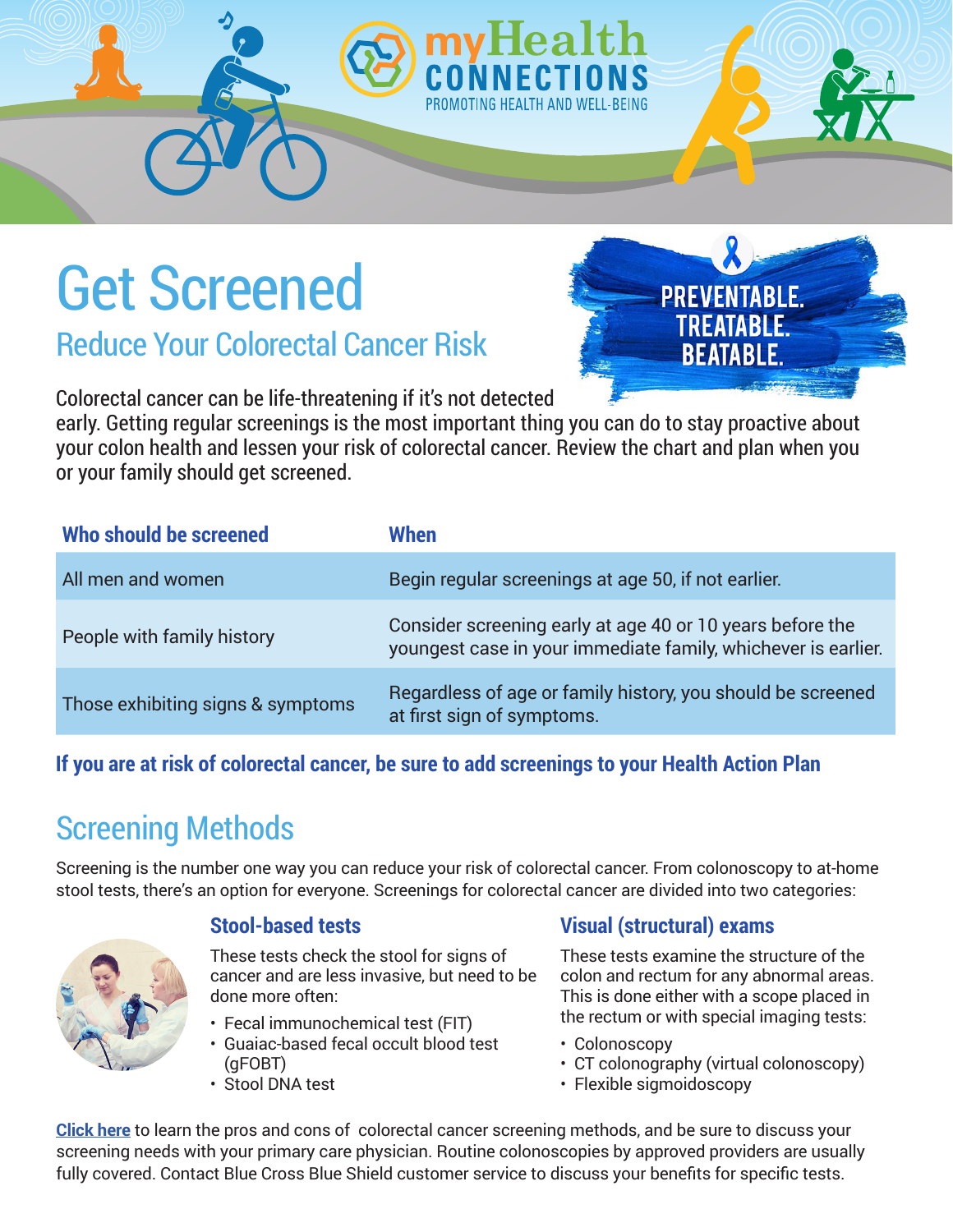myHealth CONNECTIONS
PROMOTING HEALTH AND WELL-BEING

# Get Screened

## Reduce Your Colorectal Cancer Risk

PREVENTABLE. TREATABLE. BEATABLE.

Colorectal cancer can be life-threatening if it's not detected early. Getting regular screenings is the most important thing you can do to stay proactive about your colon health and lessen your risk of colorectal cancer. Review the chart and plan when you or your family should get screened.

| Who should be screened | When |
|---|---|
| All men and women | Begin regular screenings at age 50, if not earlier. |
| People with family history | Consider screening early at age 40 or 10 years before the youngest case in your immediate family, whichever is earlier. |
| Those exhibiting signs & symptoms | Regardless of age or family history, you should be screened at first sign of symptoms. |

**If you are at risk of colorectal cancer, be sure to add screenings to your Health Action Plan**

## Screening Methods

Screening is the number one way you can reduce your risk of colorectal cancer. From colonoscopy to at-home stool tests, there's an option for everyone. Screenings for colorectal cancer are divided into two categories:

### Stool-based tests

These tests check the stool for signs of cancer and are less invasive, but need to be done more often:

- Fecal immunochemical test (FIT)
- Guaiac-based fecal occult blood test (gFOBT)
- Stool DNA test

### Visual (structural) exams

These tests examine the structure of the colon and rectum for any abnormal areas. This is done either with a scope placed in the rectum or with special imaging tests:

- Colonoscopy
- CT colonography (virtual colonoscopy)
- Flexible sigmoidoscopy

Click here to learn the pros and cons of colorectal cancer screening methods, and be sure to discuss your screening needs with your primary care physician. Routine colonoscopies by approved providers are usually fully covered. Contact Blue Cross Blue Shield customer service to discuss your benefits for specific tests.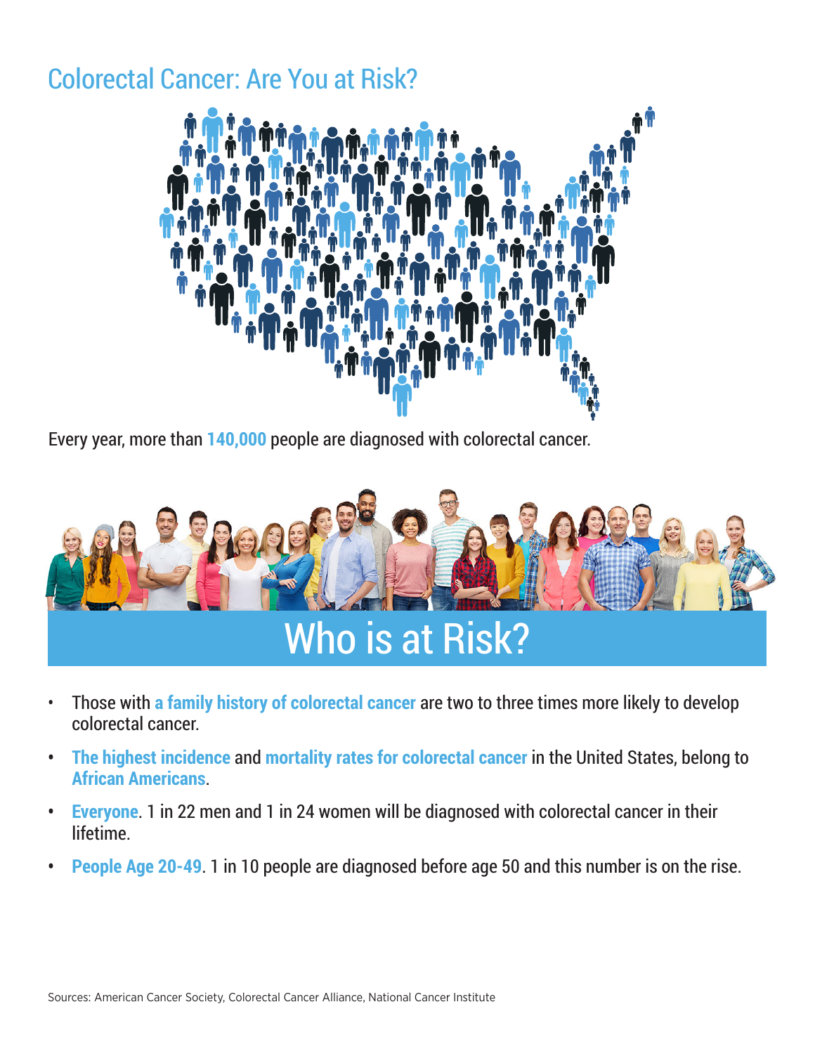# Colorectal Cancer: Are You at Risk?

Every year, more than **140,000** people are diagnosed with colorectal cancer.

## Who is at Risk?

- Those with **a family history of colorectal cancer** are two to three times more likely to develop colorectal cancer.
- **The highest incidence** and **mortality rates for colorectal cancer** in the United States, belong to **African Americans**.
- **Everyone**. 1 in 22 men and 1 in 24 women will be diagnosed with colorectal cancer in their lifetime.
- **People Age 20-49**. 1 in 10 people are diagnosed before age 50 and this number is on the rise.

Sources: American Cancer Society, Colorectal Cancer Alliance, National Cancer Institute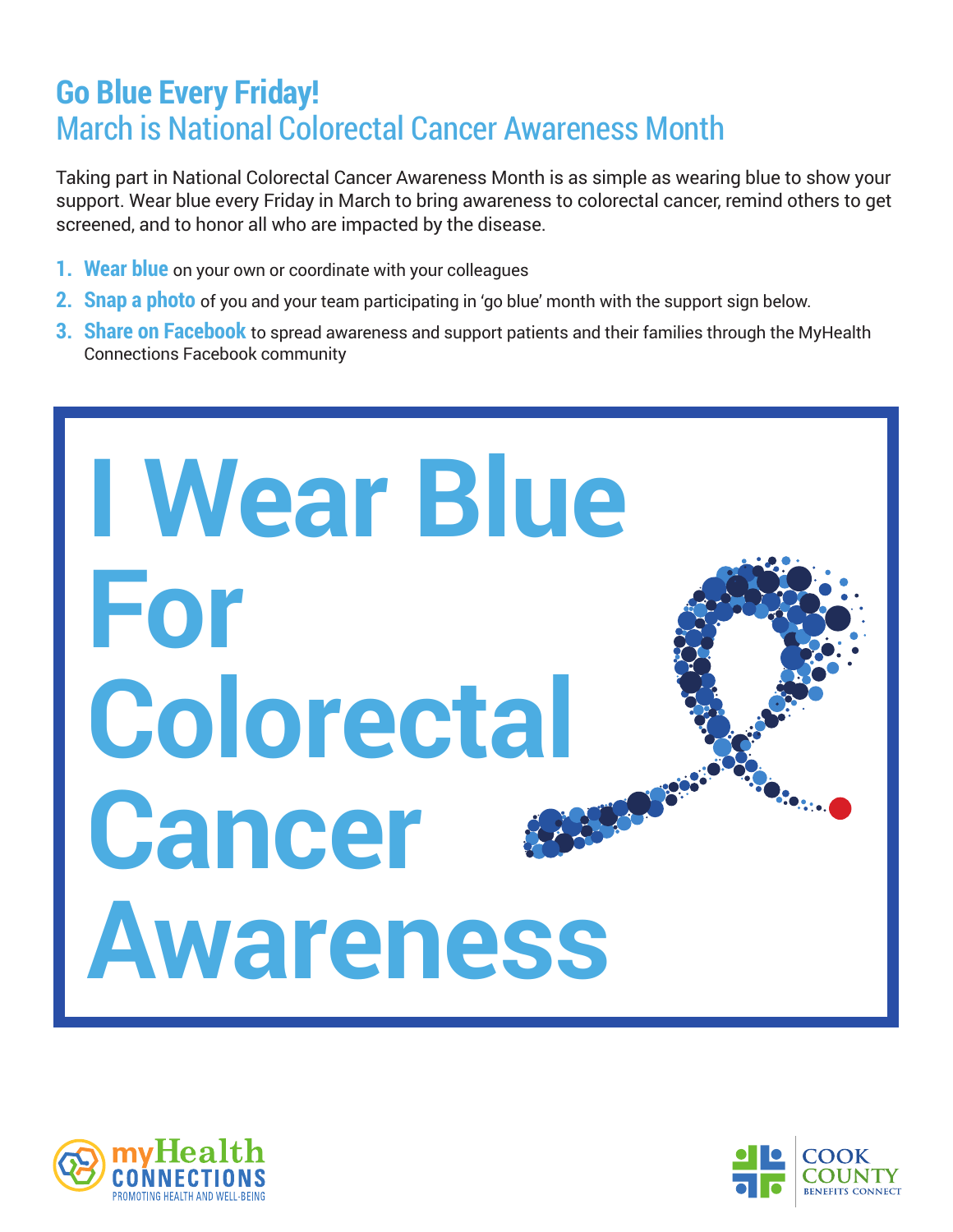# Go Blue Every Friday!

## March is National Colorectal Cancer Awareness Month

Taking part in National Colorectal Cancer Awareness Month is as simple as wearing blue to show your support. Wear blue every Friday in March to bring awareness to colorectal cancer, remind others to get screened, and to honor all who are impacted by the disease.

1. **Wear blue** on your own or coordinate with your colleagues
2. **Snap a photo** of you and your team participating in 'go blue' month with the support sign below.
3. **Share on Facebook** to spread awareness and support patients and their families through the MyHealth Connections Facebook community

# I Wear Blue For Colorectal Cancer Awareness

myHealth CONNECTIONS
PROMOTING HEALTH AND WELL-BEING

COOK COUNTY
BENEFITS CONNECT